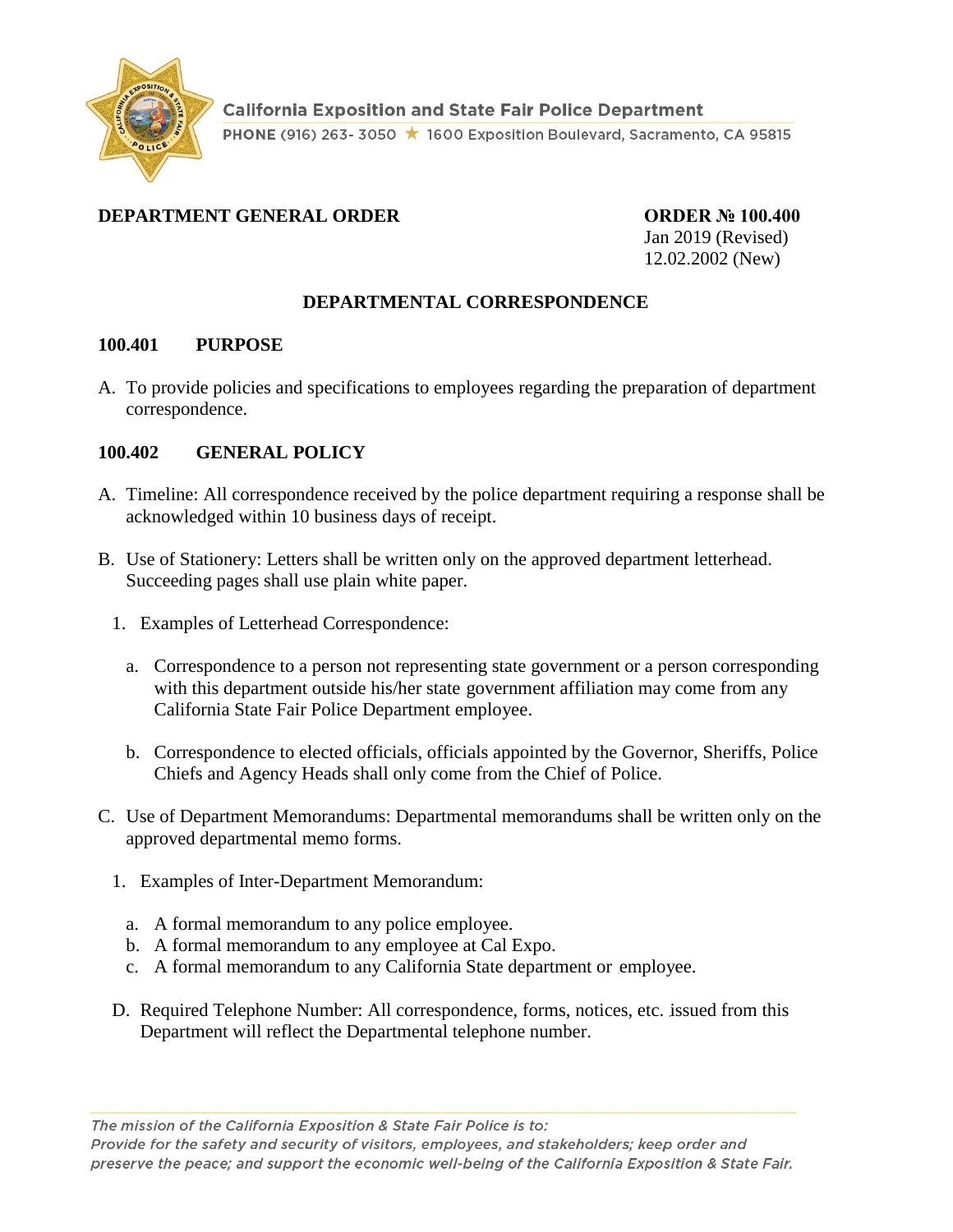California Exposition and State Fair Police Department

PHONE (916) 263- 3050 ★ 1600 Exposition Boulevard, Sacramento, CA 95815

**DEPARTMENT GENERAL ORDER**

**ORDER № 100.400**
Jan 2019 (Revised)
12.02.2002 (New)

## DEPARTMENTAL CORRESPONDENCE

### 100.401 PURPOSE

A. To provide policies and specifications to employees regarding the preparation of department correspondence.

### 100.402 GENERAL POLICY

A. Timeline: All correspondence received by the police department requiring a response shall be acknowledged within 10 business days of receipt.

B. Use of Stationery: Letters shall be written only on the approved department letterhead. Succeeding pages shall use plain white paper.

   1. Examples of Letterhead Correspondence:

      a. Correspondence to a person not representing state government or a person corresponding with this department outside his/her state government affiliation may come from any California State Fair Police Department employee.

      b. Correspondence to elected officials, officials appointed by the Governor, Sheriffs, Police Chiefs and Agency Heads shall only come from the Chief of Police.

C. Use of Department Memorandums: Departmental memorandums shall be written only on the approved departmental memo forms.

   1. Examples of Inter-Department Memorandum:

      a. A formal memorandum to any police employee.
      b. A formal memorandum to any employee at Cal Expo.
      c. A formal memorandum to any California State department or employee.

D. Required Telephone Number: All correspondence, forms, notices, etc. issued from this Department will reflect the Departmental telephone number.

*The mission of the California Exposition & State Fair Police is to:*
*Provide for the safety and security of visitors, employees, and stakeholders; keep order and preserve the peace; and support the economic well-being of the California Exposition & State Fair.*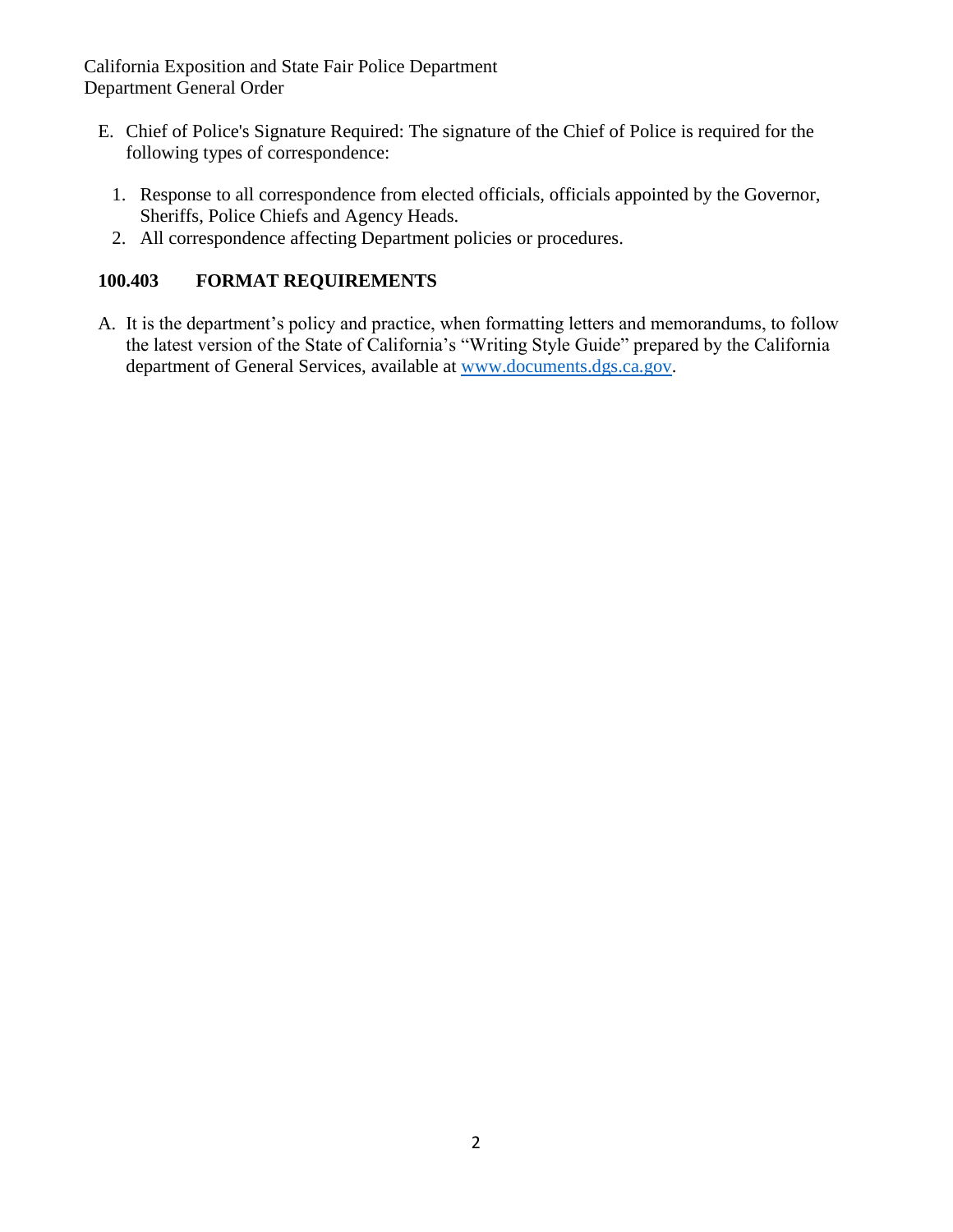E. Chief of Police's Signature Required: The signature of the Chief of Police is required for the following types of correspondence:

   1. Response to all correspondence from elected officials, officials appointed by the Governor, Sheriffs, Police Chiefs and Agency Heads.
   2. All correspondence affecting Department policies or procedures.

## 100.403 FORMAT REQUIREMENTS

A. It is the department's policy and practice, when formatting letters and memorandums, to follow the latest version of the State of California's "Writing Style Guide" prepared by the California department of General Services, available at [www.documents.dgs.ca.gov](http://www.documents.dgs.ca.gov).